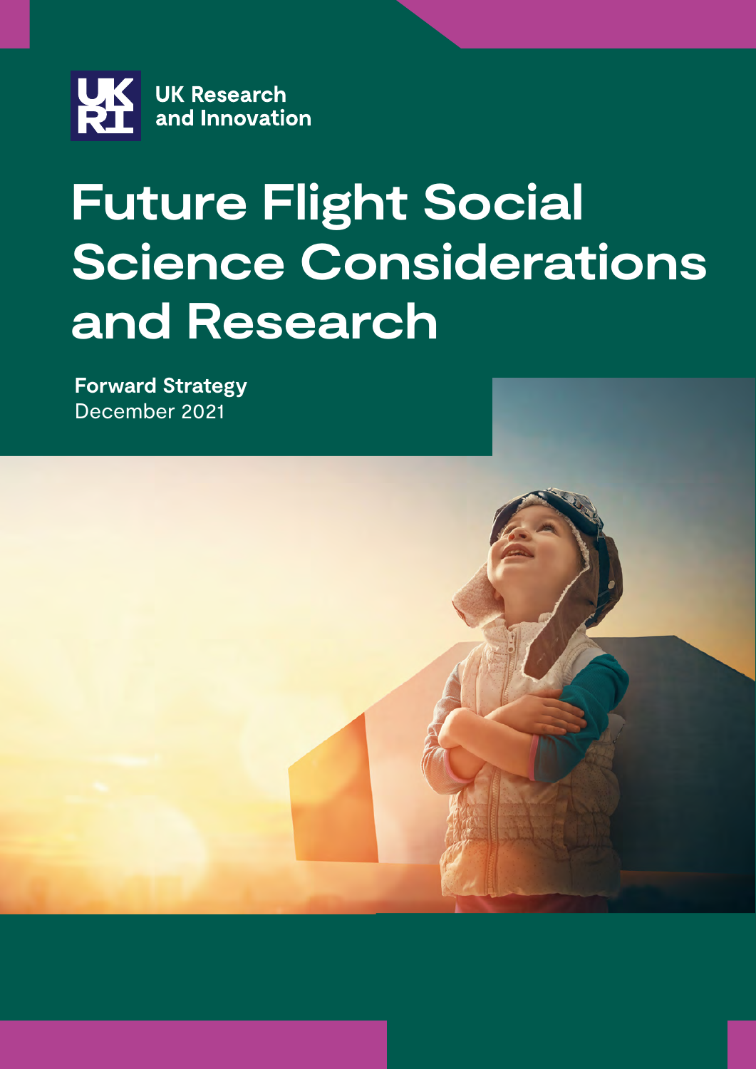UK Research and Innovation

# Future Flight Social Science Considerations and Research

**Forward Strategy**
December 2021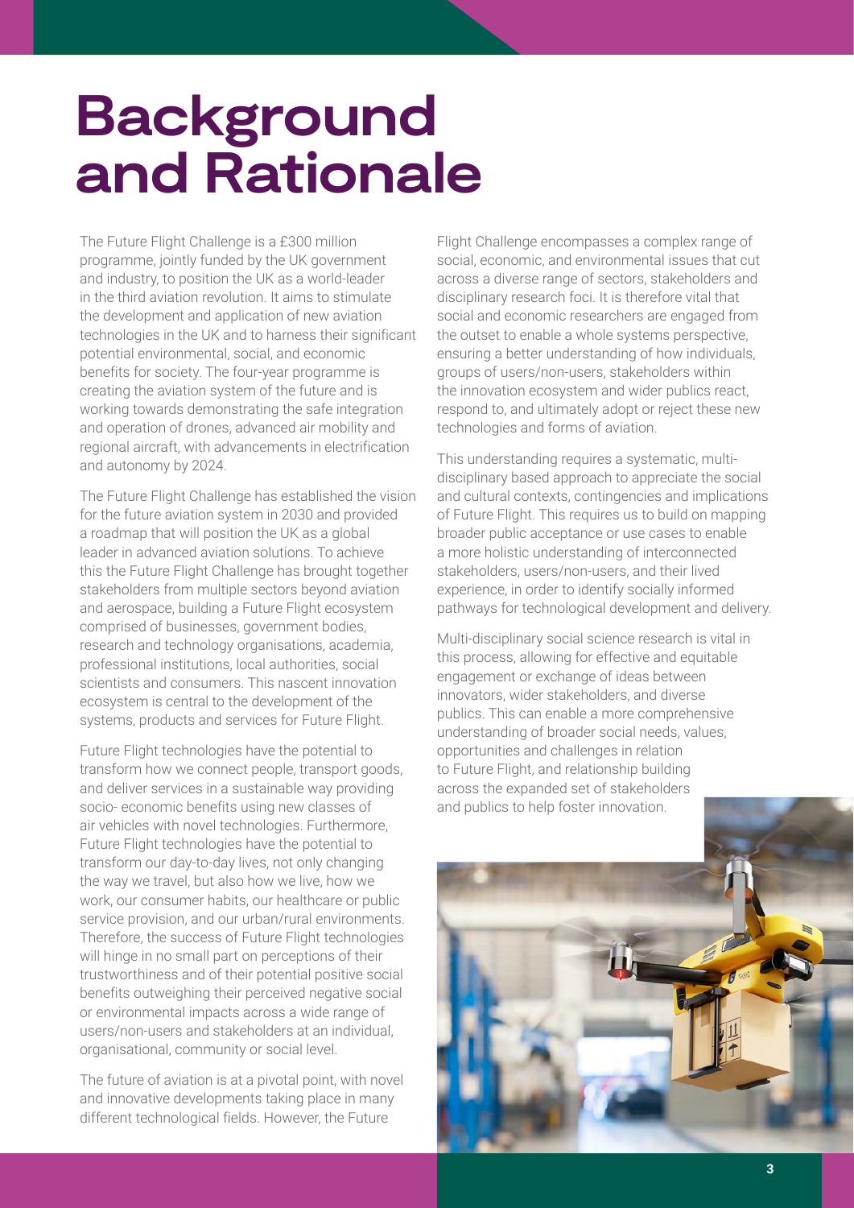# Background and Rationale

The Future Flight Challenge is a £300 million programme, jointly funded by the UK government and industry, to position the UK as a world-leader in the third aviation revolution. It aims to stimulate the development and application of new aviation technologies in the UK and to harness their significant potential environmental, social, and economic benefits for society. The four-year programme is creating the aviation system of the future and is working towards demonstrating the safe integration and operation of drones, advanced air mobility and regional aircraft, with advancements in electrification and autonomy by 2024.

The Future Flight Challenge has established the vision for the future aviation system in 2030 and provided a roadmap that will position the UK as a global leader in advanced aviation solutions. To achieve this the Future Flight Challenge has brought together stakeholders from multiple sectors beyond aviation and aerospace, building a Future Flight ecosystem comprised of businesses, government bodies, research and technology organisations, academia, professional institutions, local authorities, social scientists and consumers. This nascent innovation ecosystem is central to the development of the systems, products and services for Future Flight.

Future Flight technologies have the potential to transform how we connect people, transport goods, and deliver services in a sustainable way providing socio- economic benefits using new classes of air vehicles with novel technologies. Furthermore, Future Flight technologies have the potential to transform our day-to-day lives, not only changing the way we travel, but also how we live, how we work, our consumer habits, our healthcare or public service provision, and our urban/rural environments. Therefore, the success of Future Flight technologies will hinge in no small part on perceptions of their trustworthiness and of their potential positive social benefits outweighing their perceived negative social or environmental impacts across a wide range of users/non-users and stakeholders at an individual, organisational, community or social level.

The future of aviation is at a pivotal point, with novel and innovative developments taking place in many different technological fields. However, the Future Flight Challenge encompasses a complex range of social, economic, and environmental issues that cut across a diverse range of sectors, stakeholders and disciplinary research foci. It is therefore vital that social and economic researchers are engaged from the outset to enable a whole systems perspective, ensuring a better understanding of how individuals, groups of users/non-users, stakeholders within the innovation ecosystem and wider publics react, respond to, and ultimately adopt or reject these new technologies and forms of aviation.

This understanding requires a systematic, multi-disciplinary based approach to appreciate the social and cultural contexts, contingencies and implications of Future Flight. This requires us to build on mapping broader public acceptance or use cases to enable a more holistic understanding of interconnected stakeholders, users/non-users, and their lived experience, in order to identify socially informed pathways for technological development and delivery.

Multi-disciplinary social science research is vital in this process, allowing for effective and equitable engagement or exchange of ideas between innovators, wider stakeholders, and diverse publics. This can enable a more comprehensive understanding of broader social needs, values, opportunities and challenges in relation to Future Flight, and relationship building across the expanded set of stakeholders and publics to help foster innovation.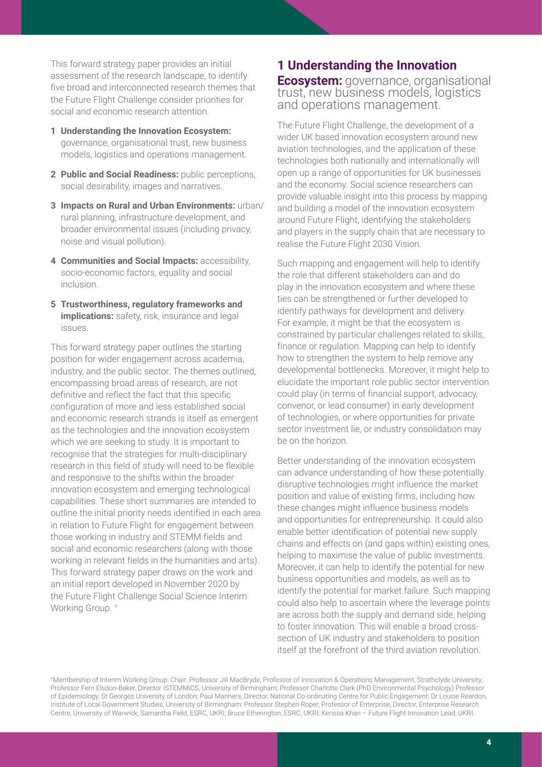This forward strategy paper provides an initial assessment of the research landscape, to identify five broad and interconnected research themes that the Future Flight Challenge consider priorities for social and economic research attention.

1. **Understanding the Innovation Ecosystem:** governance, organisational trust, new business models, logistics and operations management.
2. **Public and Social Readiness:** public perceptions, social desirability, images and narratives.
3. **Impacts on Rural and Urban Environments:** urban/rural planning, infrastructure development, and broader environmental issues (including privacy, noise and visual pollution).
4. **Communities and Social Impacts:** accessibility, socio-economic factors, equality and social inclusion.
5. **Trustworthiness, regulatory frameworks and implications:** safety, risk, insurance and legal issues.

This forward strategy paper outlines the starting position for wider engagement across academia, industry, and the public sector. The themes outlined, encompassing broad areas of research, are not definitive and reflect the fact that this specific configuration of more and less established social and economic research strands is itself as emergent as the technologies and the innovation ecosystem which we are seeking to study. It is important to recognise that the strategies for multi-disciplinary research in this field of study will need to be flexible and responsive to the shifts within the broader innovation ecosystem and emerging technological capabilities. These short summaries are intended to outline the initial priority needs identified in each area in relation to Future Flight for engagement between those working in industry and STEMM fields and social and economic researchers (along with those working in relevant fields in the humanities and arts). This forward strategy paper draws on the work and an initial report developed in November 2020 by the Future Flight Challenge Social Science Interim Working Group. [1]

## 1 Understanding the Innovation Ecosystem: governance, organisational trust, new business models, logistics and operations management.

The Future Flight Challenge, the development of a wider UK based innovation ecosystem around new aviation technologies, and the application of these technologies both nationally and internationally will open up a range of opportunities for UK businesses and the economy. Social science researchers can provide valuable insight into this process by mapping and building a model of the innovation ecosystem around Future Flight, identifying the stakeholders and players in the supply chain that are necessary to realise the Future Flight 2030 Vision.

Such mapping and engagement will help to identify the role that different stakeholders can and do play in the innovation ecosystem and where these ties can be strengthened or further developed to identify pathways for development and delivery. For example, it might be that the ecosystem is constrained by particular challenges related to skills, finance or regulation. Mapping can help to identify how to strengthen the system to help remove any developmental bottlenecks. Moreover, it might help to elucidate the important role public sector intervention could play (in terms of financial support, advocacy, convenor, or lead consumer) in early development of technologies, or where opportunities for private sector investment lie, or industry consolidation may be on the horizon.

Better understanding of the innovation ecosystem can advance understanding of how these potentially disruptive technologies might influence the market position and value of existing firms, including how these changes might influence business models and opportunities for entrepreneurship. It could also enable better identification of potential new supply chains and effects on (and gaps within) existing ones, helping to maximise the value of public investments. Moreover, it can help to identify the potential for new business opportunities and models, as well as to identify the potential for market failure. Such mapping could also help to ascertain where the leverage points are across both the supply and demand side, helping to foster innovation. This will enable a broad cross-section of UK industry and stakeholders to position itself at the forefront of the third aviation revolution.

[1] Membership of Interim Working Group: Chair: Professor Jill MacBryde, Professor of Innovation & Operations Management, Strathclyde University; Professor Fern Elsdon-Baker, Director ISTEMMiCS, University of Birmingham; Professor Charlotte Clark (PhD Environmental Psychology) Professor of Epidemiology, St Georges University of London; Paul Manners, Director, National Co-ordinating Centre for Public Engagement; Dr Louise Reardon, Institute of Local Government Studies, University of Birmingham; Professor Stephen Roper, Professor of Enterprise, Director, Enterprise Research Centre, University of Warwick; Samantha Field, ESRC, UKRI; Bruce Etherington, ESRC, UKRI; Kerissa Khan – Future Flight Innovation Lead, UKRI.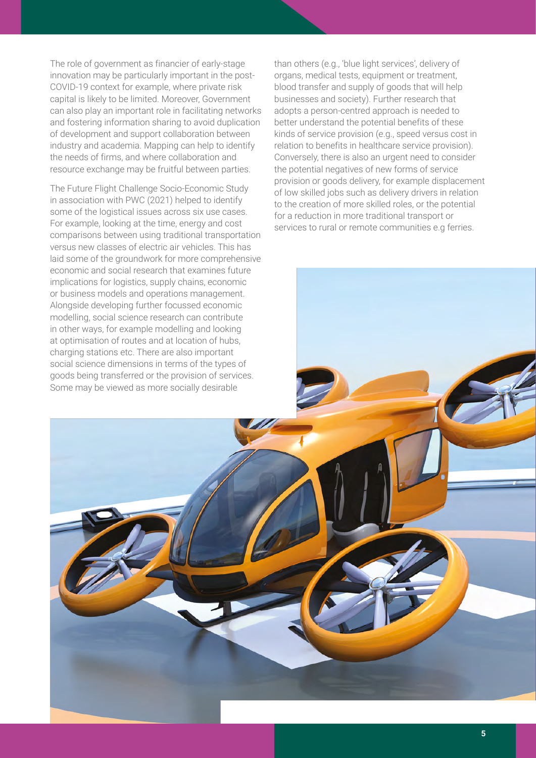The role of government as financier of early-stage innovation may be particularly important in the post-COVID-19 context for example, where private risk capital is likely to be limited. Moreover, Government can also play an important role in facilitating networks and fostering information sharing to avoid duplication of development and support collaboration between industry and academia. Mapping can help to identify the needs of firms, and where collaboration and resource exchange may be fruitful between parties.

The Future Flight Challenge Socio-Economic Study in association with PWC (2021) helped to identify some of the logistical issues across six use cases. For example, looking at the time, energy and cost comparisons between using traditional transportation versus new classes of electric air vehicles. This has laid some of the groundwork for more comprehensive economic and social research that examines future implications for logistics, supply chains, economic or business models and operations management. Alongside developing further focussed economic modelling, social science research can contribute in other ways, for example modelling and looking at optimisation of routes and at location of hubs, charging stations etc. There are also important social science dimensions in terms of the types of goods being transferred or the provision of services. Some may be viewed as more socially desirable than others (e.g., 'blue light services', delivery of organs, medical tests, equipment or treatment, blood transfer and supply of goods that will help businesses and society). Further research that adopts a person-centred approach is needed to better understand the potential benefits of these kinds of service provision (e.g., speed versus cost in relation to benefits in healthcare service provision). Conversely, there is also an urgent need to consider the potential negatives of new forms of service provision or goods delivery, for example displacement of low skilled jobs such as delivery drivers in relation to the creation of more skilled roles, or the potential for a reduction in more traditional transport or services to rural or remote communities e.g ferries.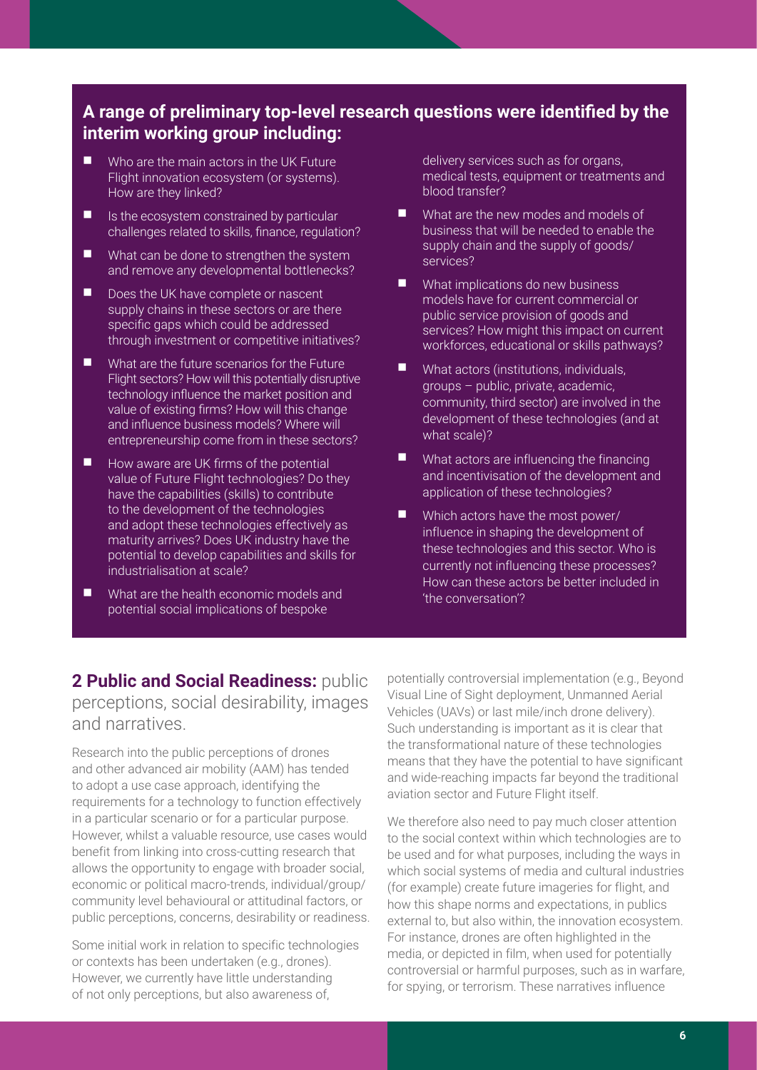**A range of preliminary top-level research questions were identified by the interim working group including:**

- Who are the main actors in the UK Future Flight innovation ecosystem (or systems). How are they linked?
- Is the ecosystem constrained by particular challenges related to skills, finance, regulation?
- What can be done to strengthen the system and remove any developmental bottlenecks?
- Does the UK have complete or nascent supply chains in these sectors or are there specific gaps which could be addressed through investment or competitive initiatives?
- What are the future scenarios for the Future Flight sectors? How will this potentially disruptive technology influence the market position and value of existing firms? How will this change and influence business models? Where will entrepreneurship come from in these sectors?
- How aware are UK firms of the potential value of Future Flight technologies? Do they have the capabilities (skills) to contribute to the development of the technologies and adopt these technologies effectively as maturity arrives? Does UK industry have the potential to develop capabilities and skills for industrialisation at scale?
- What are the health economic models and potential social implications of bespoke delivery services such as for organs, medical tests, equipment or treatments and blood transfer?
- What are the new modes and models of business that will be needed to enable the supply chain and the supply of goods/services?
- What implications do new business models have for current commercial or public service provision of goods and services? How might this impact on current workforces, educational or skills pathways?
- What actors (institutions, individuals, groups – public, private, academic, community, third sector) are involved in the development of these technologies (and at what scale)?
- What actors are influencing the financing and incentivisation of the development and application of these technologies?
- Which actors have the most power/influence in shaping the development of these technologies and this sector. Who is currently not influencing these processes? How can these actors be better included in 'the conversation'?

## 2 Public and Social Readiness: public perceptions, social desirability, images and narratives.

Research into the public perceptions of drones and other advanced air mobility (AAM) has tended to adopt a use case approach, identifying the requirements for a technology to function effectively in a particular scenario or for a particular purpose. However, whilst a valuable resource, use cases would benefit from linking into cross-cutting research that allows the opportunity to engage with broader social, economic or political macro-trends, individual/group/community level behavioural or attitudinal factors, or public perceptions, concerns, desirability or readiness.

Some initial work in relation to specific technologies or contexts has been undertaken (e.g., drones). However, we currently have little understanding of not only perceptions, but also awareness of, potentially controversial implementation (e.g., Beyond Visual Line of Sight deployment, Unmanned Aerial Vehicles (UAVs) or last mile/inch drone delivery). Such understanding is important as it is clear that the transformational nature of these technologies means that they have the potential to have significant and wide-reaching impacts far beyond the traditional aviation sector and Future Flight itself.

We therefore also need to pay much closer attention to the social context within which technologies are to be used and for what purposes, including the ways in which social systems of media and cultural industries (for example) create future imageries for flight, and how this shape norms and expectations, in publics external to, but also within, the innovation ecosystem. For instance, drones are often highlighted in the media, or depicted in film, when used for potentially controversial or harmful purposes, such as in warfare, for spying, or terrorism. These narratives influence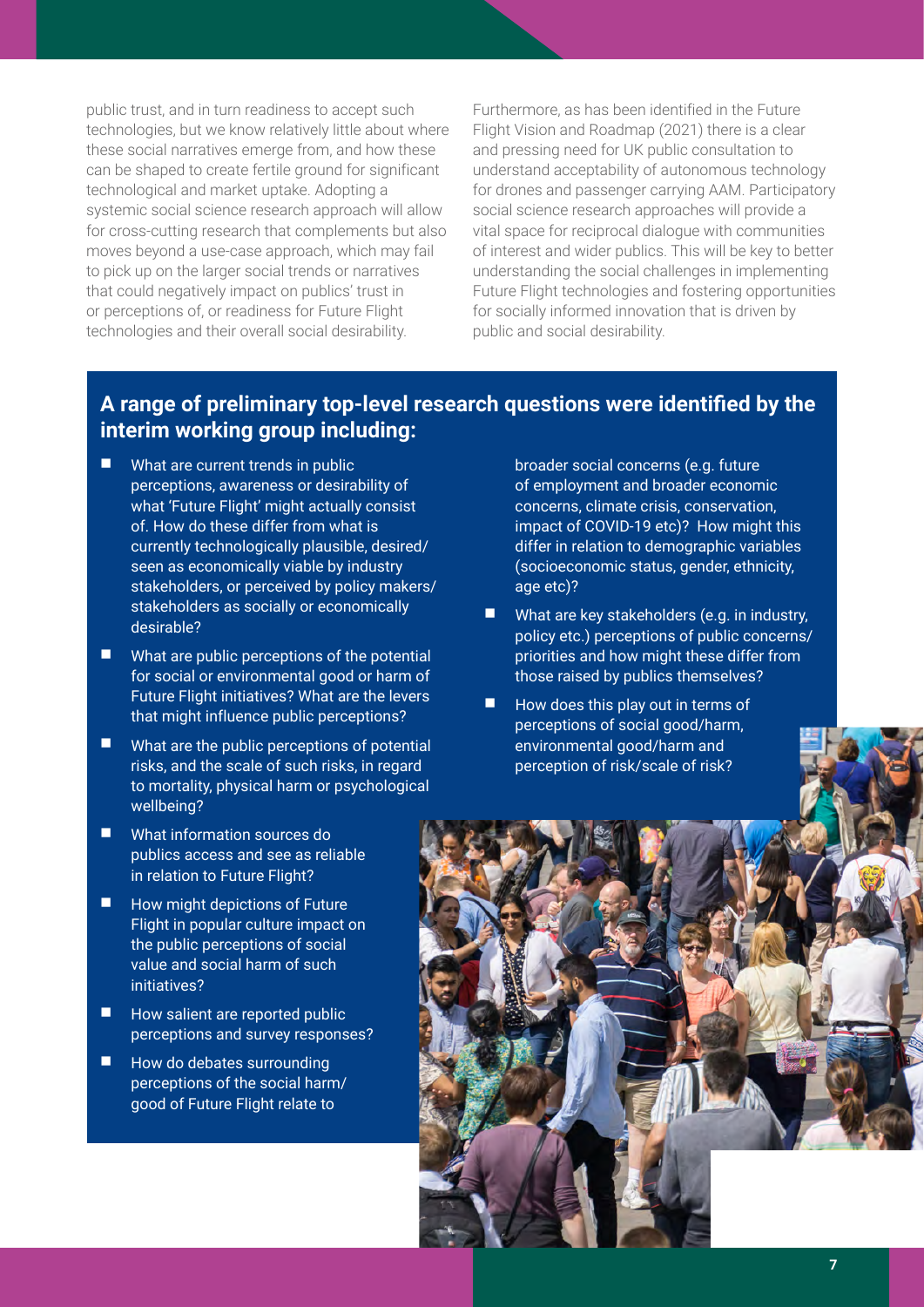public trust, and in turn readiness to accept such technologies, but we know relatively little about where these social narratives emerge from, and how these can be shaped to create fertile ground for significant technological and market uptake. Adopting a systemic social science research approach will allow for cross-cutting research that complements but also moves beyond a use-case approach, which may fail to pick up on the larger social trends or narratives that could negatively impact on publics' trust in or perceptions of, or readiness for Future Flight technologies and their overall social desirability.

Furthermore, as has been identified in the Future Flight Vision and Roadmap (2021) there is a clear and pressing need for UK public consultation to understand acceptability of autonomous technology for drones and passenger carrying AAM. Participatory social science research approaches will provide a vital space for reciprocal dialogue with communities of interest and wider publics. This will be key to better understanding the social challenges in implementing Future Flight technologies and fostering opportunities for socially informed innovation that is driven by public and social desirability.

**A range of preliminary top-level research questions were identified by the interim working group including:**

- What are current trends in public perceptions, awareness or desirability of what 'Future Flight' might actually consist of. How do these differ from what is currently technologically plausible, desired/seen as economically viable by industry stakeholders, or perceived by policy makers/stakeholders as socially or economically desirable?
- What are public perceptions of the potential for social or environmental good or harm of Future Flight initiatives? What are the levers that might influence public perceptions?
- What are the public perceptions of potential risks, and the scale of such risks, in regard to mortality, physical harm or psychological wellbeing?
- What information sources do publics access and see as reliable in relation to Future Flight?
- How might depictions of Future Flight in popular culture impact on the public perceptions of social value and social harm of such initiatives?
- How salient are reported public perceptions and survey responses?
- How do debates surrounding perceptions of the social harm/good of Future Flight relate to broader social concerns (e.g. future of employment and broader economic concerns, climate crisis, conservation, impact of COVID-19 etc)? How might this differ in relation to demographic variables (socioeconomic status, gender, ethnicity, age etc)?
- What are key stakeholders (e.g. in industry, policy etc.) perceptions of public concerns/priorities and how might these differ from those raised by publics themselves?
- How does this play out in terms of perceptions of social good/harm, environmental good/harm and perception of risk/scale of risk?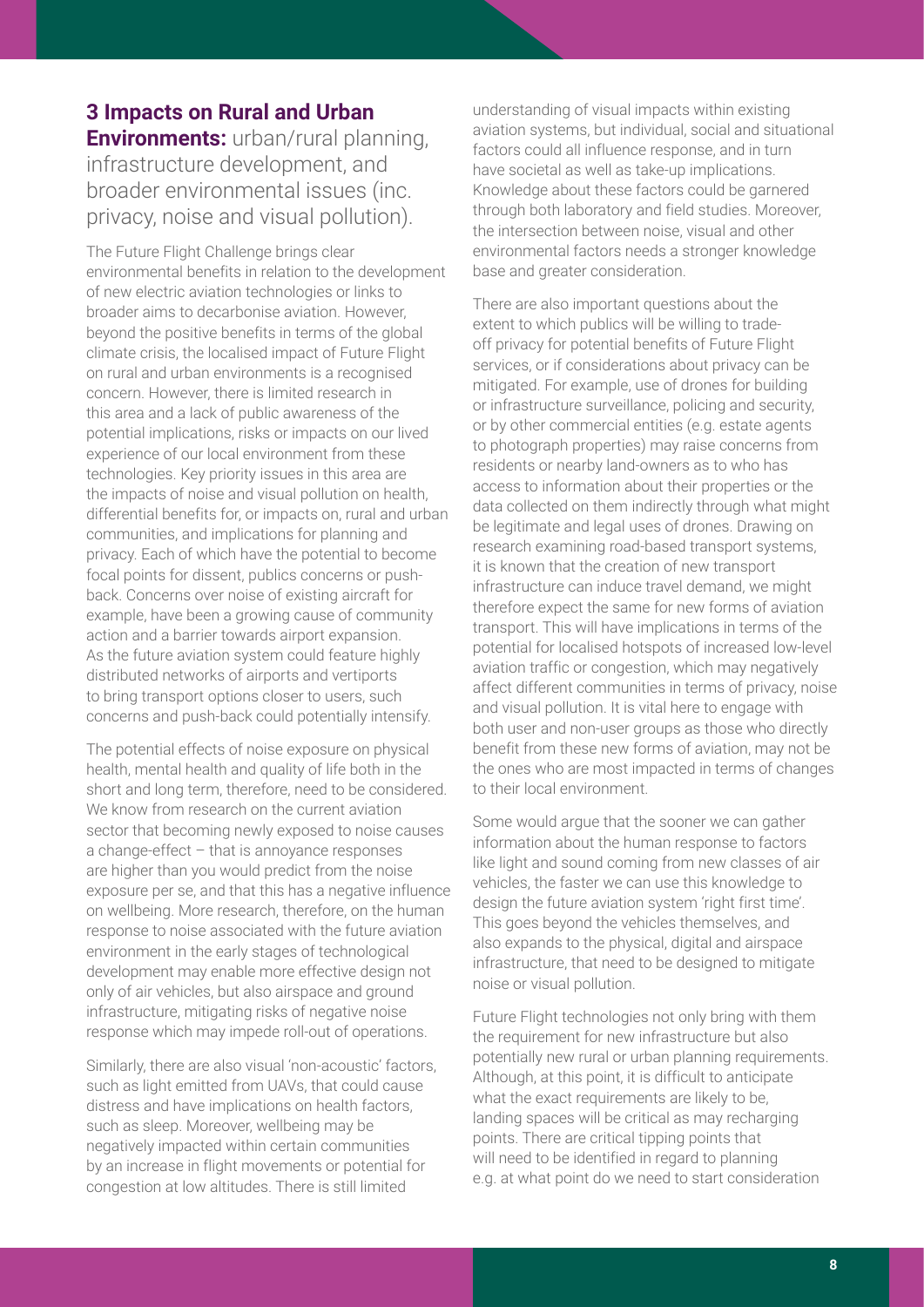## 3 Impacts on Rural and Urban Environments: urban/rural planning, infrastructure development, and broader environmental issues (inc. privacy, noise and visual pollution).

The Future Flight Challenge brings clear environmental benefits in relation to the development of new electric aviation technologies or links to broader aims to decarbonise aviation. However, beyond the positive benefits in terms of the global climate crisis, the localised impact of Future Flight on rural and urban environments is a recognised concern. However, there is limited research in this area and a lack of public awareness of the potential implications, risks or impacts on our lived experience of our local environment from these technologies. Key priority issues in this area are the impacts of noise and visual pollution on health, differential benefits for, or impacts on, rural and urban communities, and implications for planning and privacy. Each of which have the potential to become focal points for dissent, publics concerns or push-back. Concerns over noise of existing aircraft for example, have been a growing cause of community action and a barrier towards airport expansion. As the future aviation system could feature highly distributed networks of airports and vertiports to bring transport options closer to users, such concerns and push-back could potentially intensify.

The potential effects of noise exposure on physical health, mental health and quality of life both in the short and long term, therefore, need to be considered. We know from research on the current aviation sector that becoming newly exposed to noise causes a change-effect – that is annoyance responses are higher than you would predict from the noise exposure per se, and that this has a negative influence on wellbeing. More research, therefore, on the human response to noise associated with the future aviation environment in the early stages of technological development may enable more effective design not only of air vehicles, but also airspace and ground infrastructure, mitigating risks of negative noise response which may impede roll-out of operations.

Similarly, there are also visual 'non-acoustic' factors, such as light emitted from UAVs, that could cause distress and have implications on health factors, such as sleep. Moreover, wellbeing may be negatively impacted within certain communities by an increase in flight movements or potential for congestion at low altitudes. There is still limited understanding of visual impacts within existing aviation systems, but individual, social and situational factors could all influence response, and in turn have societal as well as take-up implications. Knowledge about these factors could be garnered through both laboratory and field studies. Moreover, the intersection between noise, visual and other environmental factors needs a stronger knowledge base and greater consideration.

There are also important questions about the extent to which publics will be willing to trade-off privacy for potential benefits of Future Flight services, or if considerations about privacy can be mitigated. For example, use of drones for building or infrastructure surveillance, policing and security, or by other commercial entities (e.g. estate agents to photograph properties) may raise concerns from residents or nearby land-owners as to who has access to information about their properties or the data collected on them indirectly through what might be legitimate and legal uses of drones. Drawing on research examining road-based transport systems, it is known that the creation of new transport infrastructure can induce travel demand, we might therefore expect the same for new forms of aviation transport. This will have implications in terms of the potential for localised hotspots of increased low-level aviation traffic or congestion, which may negatively affect different communities in terms of privacy, noise and visual pollution. It is vital here to engage with both user and non-user groups as those who directly benefit from these new forms of aviation, may not be the ones who are most impacted in terms of changes to their local environment.

Some would argue that the sooner we can gather information about the human response to factors like light and sound coming from new classes of air vehicles, the faster we can use this knowledge to design the future aviation system 'right first time'. This goes beyond the vehicles themselves, and also expands to the physical, digital and airspace infrastructure, that need to be designed to mitigate noise or visual pollution.

Future Flight technologies not only bring with them the requirement for new infrastructure but also potentially new rural or urban planning requirements. Although, at this point, it is difficult to anticipate what the exact requirements are likely to be, landing spaces will be critical as may recharging points. There are critical tipping points that will need to be identified in regard to planning e.g. at what point do we need to start consideration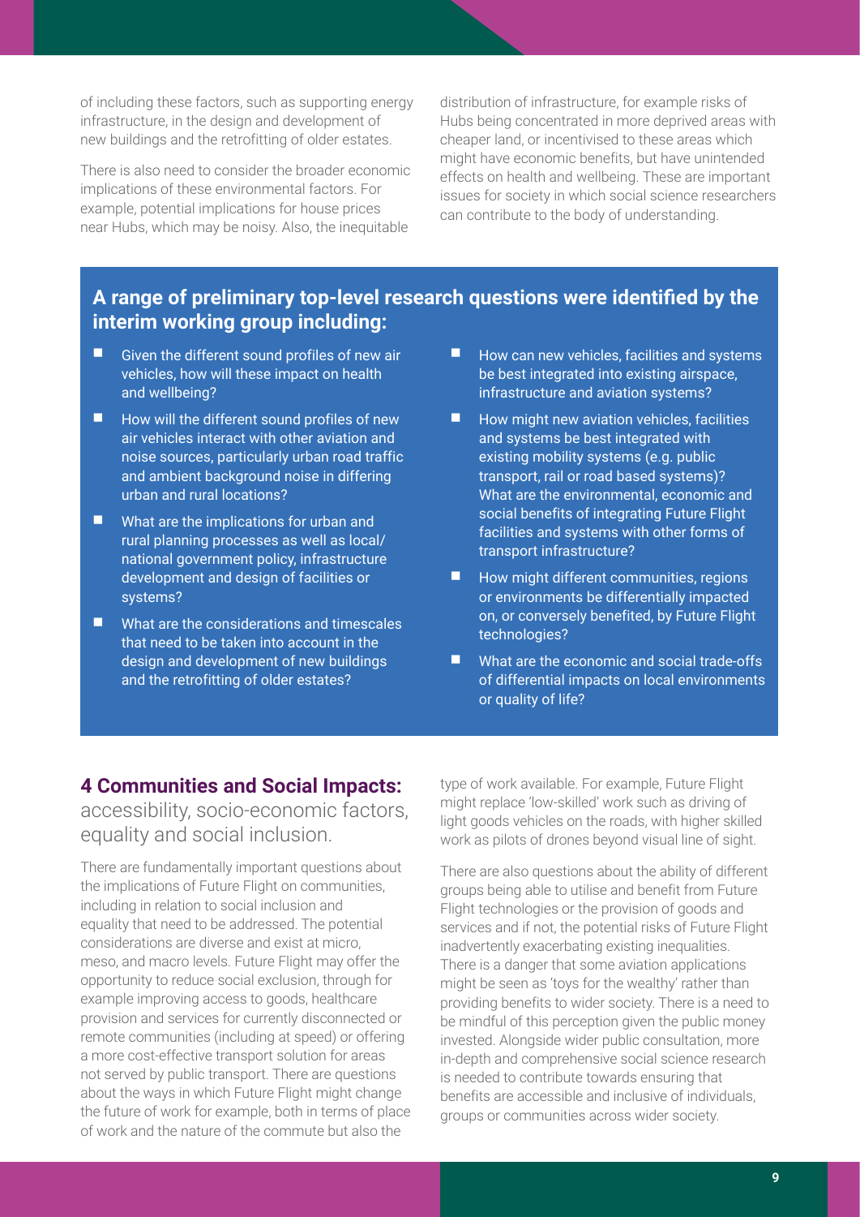of including these factors, such as supporting energy infrastructure, in the design and development of new buildings and the retrofitting of older estates.

There is also need to consider the broader economic implications of these environmental factors. For example, potential implications for house prices near Hubs, which may be noisy. Also, the inequitable distribution of infrastructure, for example risks of Hubs being concentrated in more deprived areas with cheaper land, or incentivised to these areas which might have economic benefits, but have unintended effects on health and wellbeing. These are important issues for society in which social science researchers can contribute to the body of understanding.

**A range of preliminary top-level research questions were identified by the interim working group including:**

- Given the different sound profiles of new air vehicles, how will these impact on health and wellbeing?
- How will the different sound profiles of new air vehicles interact with other aviation and noise sources, particularly urban road traffic and ambient background noise in differing urban and rural locations?
- What are the implications for urban and rural planning processes as well as local/national government policy, infrastructure development and design of facilities or systems?
- What are the considerations and timescales that need to be taken into account in the design and development of new buildings and the retrofitting of older estates?
- How can new vehicles, facilities and systems be best integrated into existing airspace, infrastructure and aviation systems?
- How might new aviation vehicles, facilities and systems be best integrated with existing mobility systems (e.g. public transport, rail or road based systems)? What are the environmental, economic and social benefits of integrating Future Flight facilities and systems with other forms of transport infrastructure?
- How might different communities, regions or environments be differentially impacted on, or conversely benefited, by Future Flight technologies?
- What are the economic and social trade-offs of differential impacts on local environments or quality of life?

## 4 Communities and Social Impacts: accessibility, socio-economic factors, equality and social inclusion.

There are fundamentally important questions about the implications of Future Flight on communities, including in relation to social inclusion and equality that need to be addressed. The potential considerations are diverse and exist at micro, meso, and macro levels. Future Flight may offer the opportunity to reduce social exclusion, through for example improving access to goods, healthcare provision and services for currently disconnected or remote communities (including at speed) or offering a more cost-effective transport solution for areas not served by public transport. There are questions about the ways in which Future Flight might change the future of work for example, both in terms of place of work and the nature of the commute but also the type of work available. For example, Future Flight might replace 'low-skilled' work such as driving of light goods vehicles on the roads, with higher skilled work as pilots of drones beyond visual line of sight.

There are also questions about the ability of different groups being able to utilise and benefit from Future Flight technologies or the provision of goods and services and if not, the potential risks of Future Flight inadvertently exacerbating existing inequalities. There is a danger that some aviation applications might be seen as 'toys for the wealthy' rather than providing benefits to wider society. There is a need to be mindful of this perception given the public money invested. Alongside wider public consultation, more in-depth and comprehensive social science research is needed to contribute towards ensuring that benefits are accessible and inclusive of individuals, groups or communities across wider society.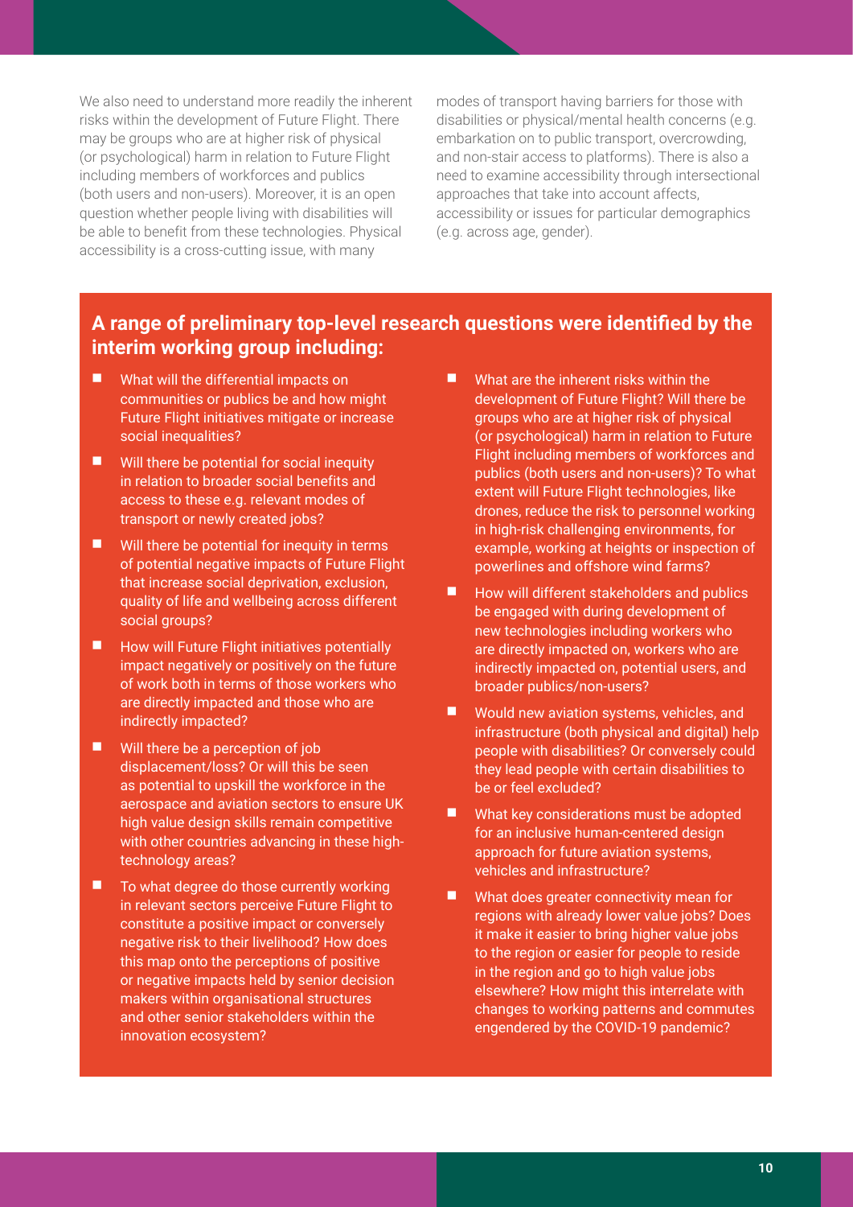We also need to understand more readily the inherent risks within the development of Future Flight. There may be groups who are at higher risk of physical (or psychological) harm in relation to Future Flight including members of workforces and publics (both users and non-users). Moreover, it is an open question whether people living with disabilities will be able to benefit from these technologies. Physical accessibility is a cross-cutting issue, with many modes of transport having barriers for those with disabilities or physical/mental health concerns (e.g. embarkation on to public transport, overcrowding, and non-stair access to platforms). There is also a need to examine accessibility through intersectional approaches that take into account affects, accessibility or issues for particular demographics (e.g. across age, gender).

### A range of preliminary top-level research questions were identified by the interim working group including:

- What will the differential impacts on communities or publics be and how might Future Flight initiatives mitigate or increase social inequalities?
- Will there be potential for social inequity in relation to broader social benefits and access to these e.g. relevant modes of transport or newly created jobs?
- Will there be potential for inequity in terms of potential negative impacts of Future Flight that increase social deprivation, exclusion, quality of life and wellbeing across different social groups?
- How will Future Flight initiatives potentially impact negatively or positively on the future of work both in terms of those workers who are directly impacted and those who are indirectly impacted?
- Will there be a perception of job displacement/loss? Or will this be seen as potential to upskill the workforce in the aerospace and aviation sectors to ensure UK high value design skills remain competitive with other countries advancing in these high-technology areas?
- To what degree do those currently working in relevant sectors perceive Future Flight to constitute a positive impact or conversely negative risk to their livelihood? How does this map onto the perceptions of positive or negative impacts held by senior decision makers within organisational structures and other senior stakeholders within the innovation ecosystem?
- What are the inherent risks within the development of Future Flight? Will there be groups who are at higher risk of physical (or psychological) harm in relation to Future Flight including members of workforces and publics (both users and non-users)? To what extent will Future Flight technologies, like drones, reduce the risk to personnel working in high-risk challenging environments, for example, working at heights or inspection of powerlines and offshore wind farms?
- How will different stakeholders and publics be engaged with during development of new technologies including workers who are directly impacted on, workers who are indirectly impacted on, potential users, and broader publics/non-users?
- Would new aviation systems, vehicles, and infrastructure (both physical and digital) help people with disabilities? Or conversely could they lead people with certain disabilities to be or feel excluded?
- What key considerations must be adopted for an inclusive human-centered design approach for future aviation systems, vehicles and infrastructure?
- What does greater connectivity mean for regions with already lower value jobs? Does it make it easier to bring higher value jobs to the region or easier for people to reside in the region and go to high value jobs elsewhere? How might this interrelate with changes to working patterns and commutes engendered by the COVID-19 pandemic?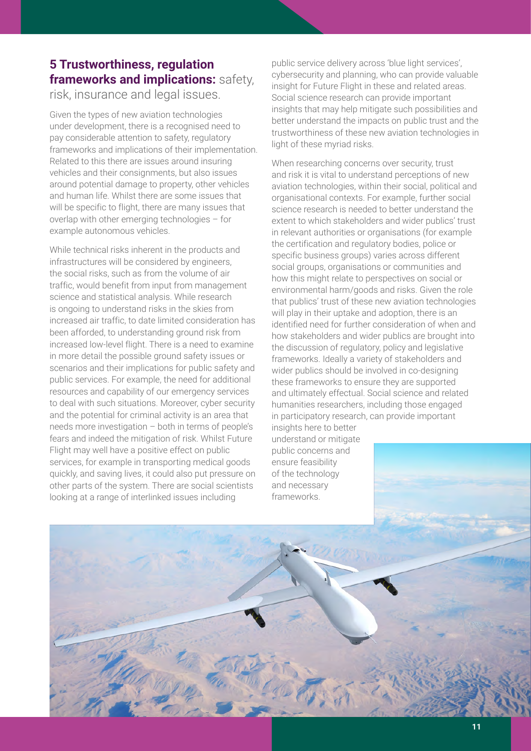## 5 Trustworthiness, regulation frameworks and implications: safety, risk, insurance and legal issues.

Given the types of new aviation technologies under development, there is a recognised need to pay considerable attention to safety, regulatory frameworks and implications of their implementation. Related to this there are issues around insuring vehicles and their consignments, but also issues around potential damage to property, other vehicles and human life. Whilst there are some issues that will be specific to flight, there are many issues that overlap with other emerging technologies – for example autonomous vehicles.

While technical risks inherent in the products and infrastructures will be considered by engineers, the social risks, such as from the volume of air traffic, would benefit from input from management science and statistical analysis. While research is ongoing to understand risks in the skies from increased air traffic, to date limited consideration has been afforded, to understanding ground risk from increased low-level flight. There is a need to examine in more detail the possible ground safety issues or scenarios and their implications for public safety and public services. For example, the need for additional resources and capability of our emergency services to deal with such situations. Moreover, cyber security and the potential for criminal activity is an area that needs more investigation – both in terms of people's fears and indeed the mitigation of risk. Whilst Future Flight may well have a positive effect on public services, for example in transporting medical goods quickly, and saving lives, it could also put pressure on other parts of the system. There are social scientists looking at a range of interlinked issues including public service delivery across 'blue light services', cybersecurity and planning, who can provide valuable insight for Future Flight in these and related areas. Social science research can provide important insights that may help mitigate such possibilities and better understand the impacts on public trust and the trustworthiness of these new aviation technologies in light of these myriad risks.

When researching concerns over security, trust and risk it is vital to understand perceptions of new aviation technologies, within their social, political and organisational contexts. For example, further social science research is needed to better understand the extent to which stakeholders and wider publics' trust in relevant authorities or organisations (for example the certification and regulatory bodies, police or specific business groups) varies across different social groups, organisations or communities and how this might relate to perspectives on social or environmental harm/goods and risks. Given the role that publics' trust of these new aviation technologies will play in their uptake and adoption, there is an identified need for further consideration of when and how stakeholders and wider publics are brought into the discussion of regulatory, policy and legislative frameworks. Ideally a variety of stakeholders and wider publics should be involved in co-designing these frameworks to ensure they are supported and ultimately effectual. Social science and related humanities researchers, including those engaged in participatory research, can provide important insights here to better understand or mitigate public concerns and ensure feasibility of the technology and necessary frameworks.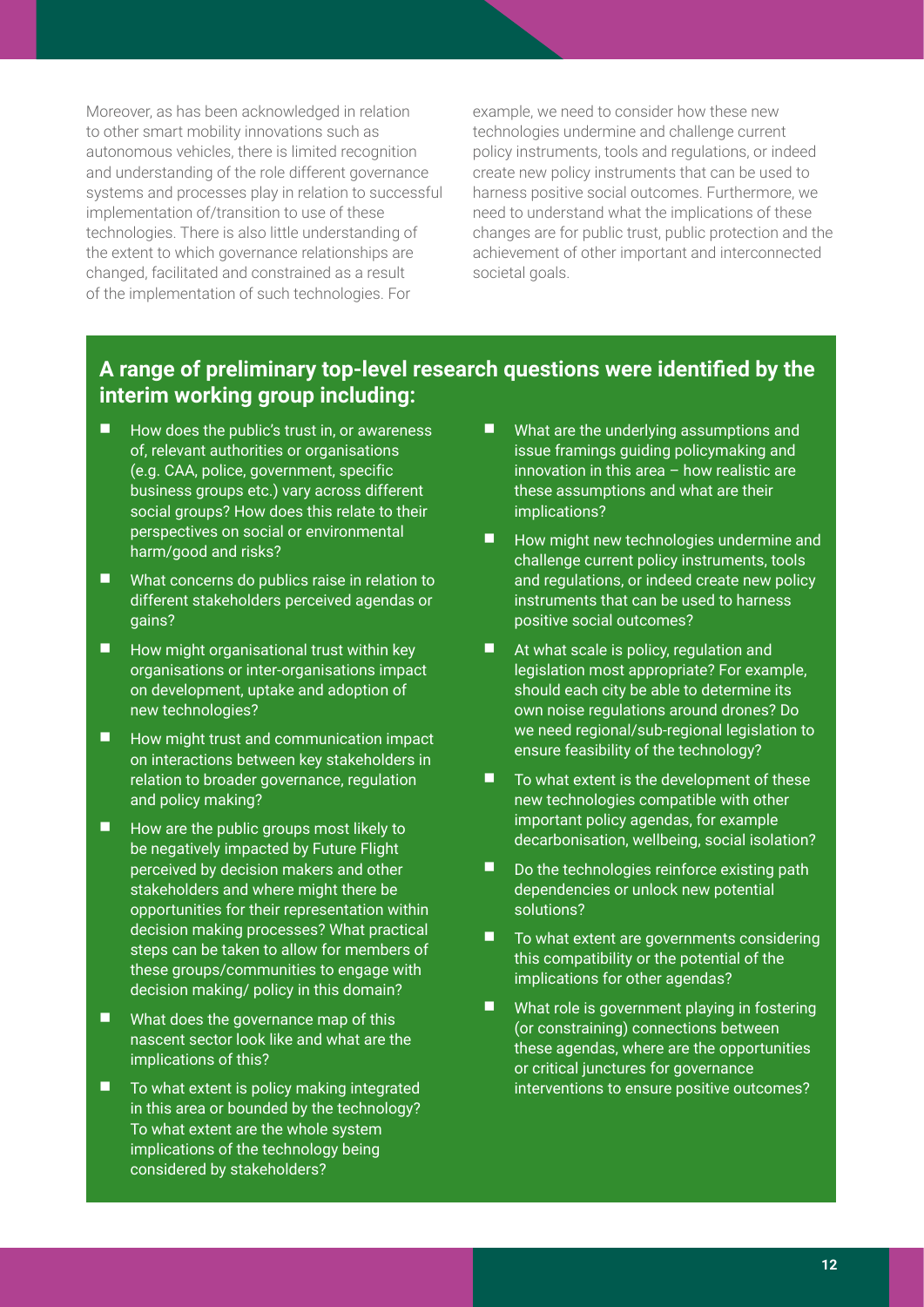Moreover, as has been acknowledged in relation to other smart mobility innovations such as autonomous vehicles, there is limited recognition and understanding of the role different governance systems and processes play in relation to successful implementation of/transition to use of these technologies. There is also little understanding of the extent to which governance relationships are changed, facilitated and constrained as a result of the implementation of such technologies. For example, we need to consider how these new technologies undermine and challenge current policy instruments, tools and regulations, or indeed create new policy instruments that can be used to harness positive social outcomes. Furthermore, we need to understand what the implications of these changes are for public trust, public protection and the achievement of other important and interconnected societal goals.

### A range of preliminary top-level research questions were identified by the interim working group including:

- How does the public's trust in, or awareness of, relevant authorities or organisations (e.g. CAA, police, government, specific business groups etc.) vary across different social groups? How does this relate to their perspectives on social or environmental harm/good and risks?
- What concerns do publics raise in relation to different stakeholders perceived agendas or gains?
- How might organisational trust within key organisations or inter-organisations impact on development, uptake and adoption of new technologies?
- How might trust and communication impact on interactions between key stakeholders in relation to broader governance, regulation and policy making?
- How are the public groups most likely to be negatively impacted by Future Flight perceived by decision makers and other stakeholders and where might there be opportunities for their representation within decision making processes? What practical steps can be taken to allow for members of these groups/communities to engage with decision making/ policy in this domain?
- What does the governance map of this nascent sector look like and what are the implications of this?
- To what extent is policy making integrated in this area or bounded by the technology? To what extent are the whole system implications of the technology being considered by stakeholders?
- What are the underlying assumptions and issue framings guiding policymaking and innovation in this area – how realistic are these assumptions and what are their implications?
- How might new technologies undermine and challenge current policy instruments, tools and regulations, or indeed create new policy instruments that can be used to harness positive social outcomes?
- At what scale is policy, regulation and legislation most appropriate? For example, should each city be able to determine its own noise regulations around drones? Do we need regional/sub-regional legislation to ensure feasibility of the technology?
- To what extent is the development of these new technologies compatible with other important policy agendas, for example decarbonisation, wellbeing, social isolation?
- Do the technologies reinforce existing path dependencies or unlock new potential solutions?
- To what extent are governments considering this compatibility or the potential of the implications for other agendas?
- What role is government playing in fostering (or constraining) connections between these agendas, where are the opportunities or critical junctures for governance interventions to ensure positive outcomes?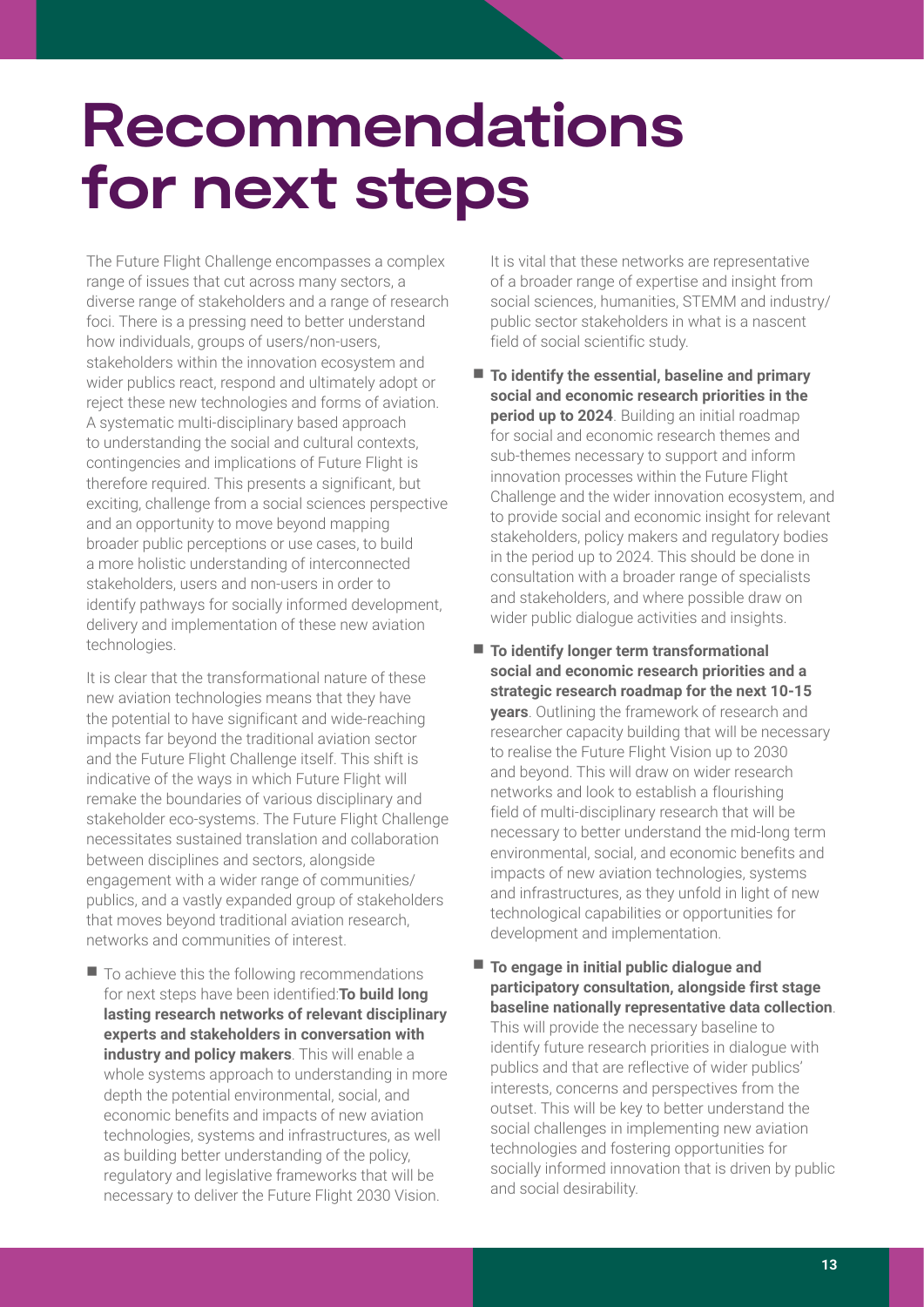# Recommendations for next steps

The Future Flight Challenge encompasses a complex range of issues that cut across many sectors, a diverse range of stakeholders and a range of research foci. There is a pressing need to better understand how individuals, groups of users/non-users, stakeholders within the innovation ecosystem and wider publics react, respond and ultimately adopt or reject these new technologies and forms of aviation. A systematic multi-disciplinary based approach to understanding the social and cultural contexts, contingencies and implications of Future Flight is therefore required. This presents a significant, but exciting, challenge from a social sciences perspective and an opportunity to move beyond mapping broader public perceptions or use cases, to build a more holistic understanding of interconnected stakeholders, users and non-users in order to identify pathways for socially informed development, delivery and implementation of these new aviation technologies.

It is clear that the transformational nature of these new aviation technologies means that they have the potential to have significant and wide-reaching impacts far beyond the traditional aviation sector and the Future Flight Challenge itself. This shift is indicative of the ways in which Future Flight will remake the boundaries of various disciplinary and stakeholder eco-systems. The Future Flight Challenge necessitates sustained translation and collaboration between disciplines and sectors, alongside engagement with a wider range of communities/publics, and a vastly expanded group of stakeholders that moves beyond traditional aviation research, networks and communities of interest.

- To achieve this the following recommendations for next steps have been identified:**To build long lasting research networks of relevant disciplinary experts and stakeholders in conversation with industry and policy makers**. This will enable a whole systems approach to understanding in more depth the potential environmental, social, and economic benefits and impacts of new aviation technologies, systems and infrastructures, as well as building better understanding of the policy, regulatory and legislative frameworks that will be necessary to deliver the Future Flight 2030 Vision.

  It is vital that these networks are representative of a broader range of expertise and insight from social sciences, humanities, STEMM and industry/public sector stakeholders in what is a nascent field of social scientific study.

- **To identify the essential, baseline and primary social and economic research priorities in the period up to 2024**. Building an initial roadmap for social and economic research themes and sub-themes necessary to support and inform innovation processes within the Future Flight Challenge and the wider innovation ecosystem, and to provide social and economic insight for relevant stakeholders, policy makers and regulatory bodies in the period up to 2024. This should be done in consultation with a broader range of specialists and stakeholders, and where possible draw on wider public dialogue activities and insights.

- **To identify longer term transformational social and economic research priorities and a strategic research roadmap for the next 10-15 years**. Outlining the framework of research and researcher capacity building that will be necessary to realise the Future Flight Vision up to 2030 and beyond. This will draw on wider research networks and look to establish a flourishing field of multi-disciplinary research that will be necessary to better understand the mid-long term environmental, social, and economic benefits and impacts of new aviation technologies, systems and infrastructures, as they unfold in light of new technological capabilities or opportunities for development and implementation.

- **To engage in initial public dialogue and participatory consultation, alongside first stage baseline nationally representative data collection**. This will provide the necessary baseline to identify future research priorities in dialogue with publics and that are reflective of wider publics' interests, concerns and perspectives from the outset. This will be key to better understand the social challenges in implementing new aviation technologies and fostering opportunities for socially informed innovation that is driven by public and social desirability.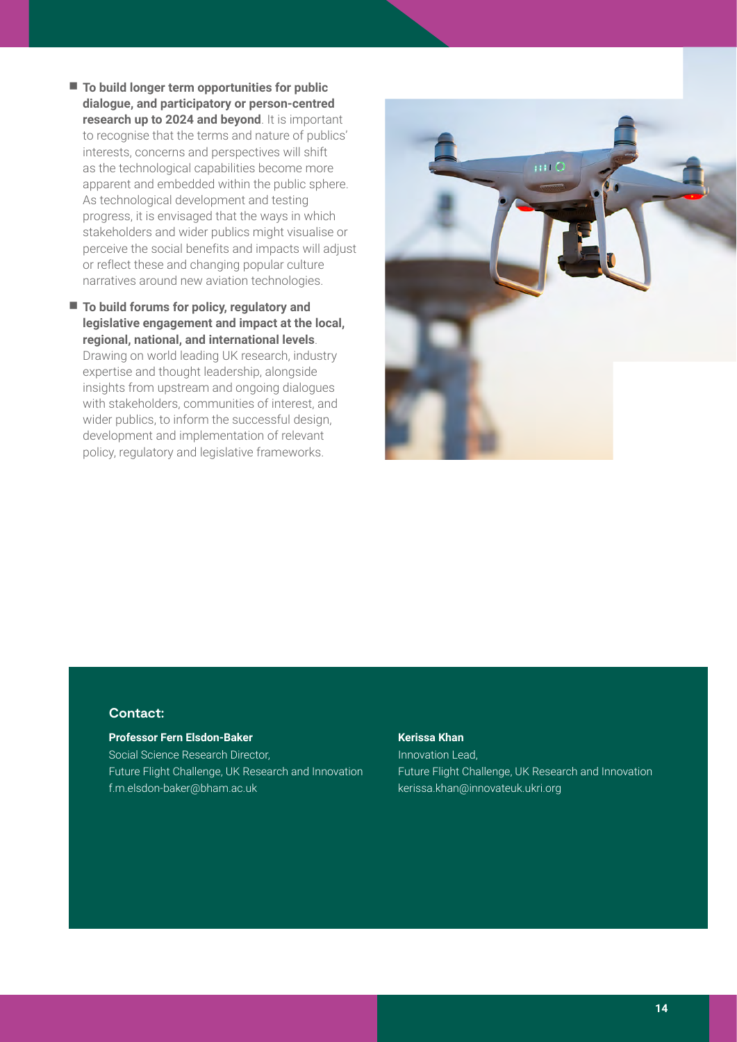- **To build longer term opportunities for public dialogue, and participatory or person-centred research up to 2024 and beyond**. It is important to recognise that the terms and nature of publics' interests, concerns and perspectives will shift as the technological capabilities become more apparent and embedded within the public sphere. As technological development and testing progress, it is envisaged that the ways in which stakeholders and wider publics might visualise or perceive the social benefits and impacts will adjust or reflect these and changing popular culture narratives around new aviation technologies.
- **To build forums for policy, regulatory and legislative engagement and impact at the local, regional, national, and international levels**. Drawing on world leading UK research, industry expertise and thought leadership, alongside insights from upstream and ongoing dialogues with stakeholders, communities of interest, and wider publics, to inform the successful design, development and implementation of relevant policy, regulatory and legislative frameworks.

### Contact:

**Professor Fern Elsdon-Baker**
Social Science Research Director,
Future Flight Challenge, UK Research and Innovation
f.m.elsdon-baker@bham.ac.uk

**Kerissa Khan**
Innovation Lead,
Future Flight Challenge, UK Research and Innovation
kerissa.khan@innovateuk.ukri.org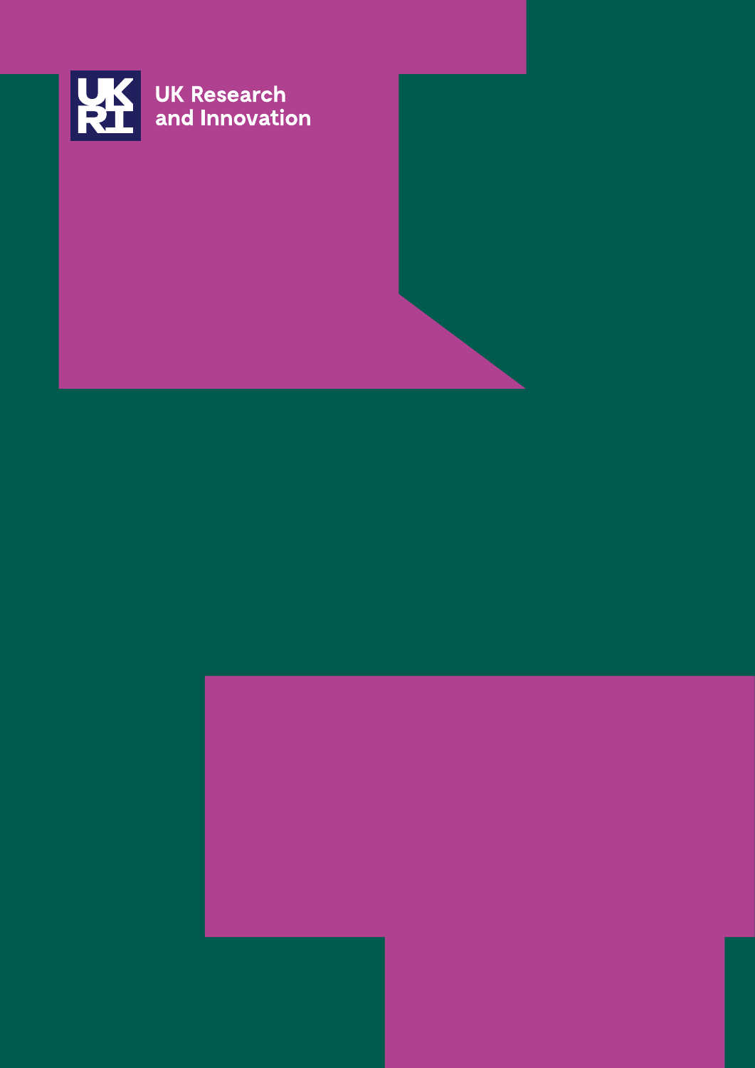UK Research and Innovation